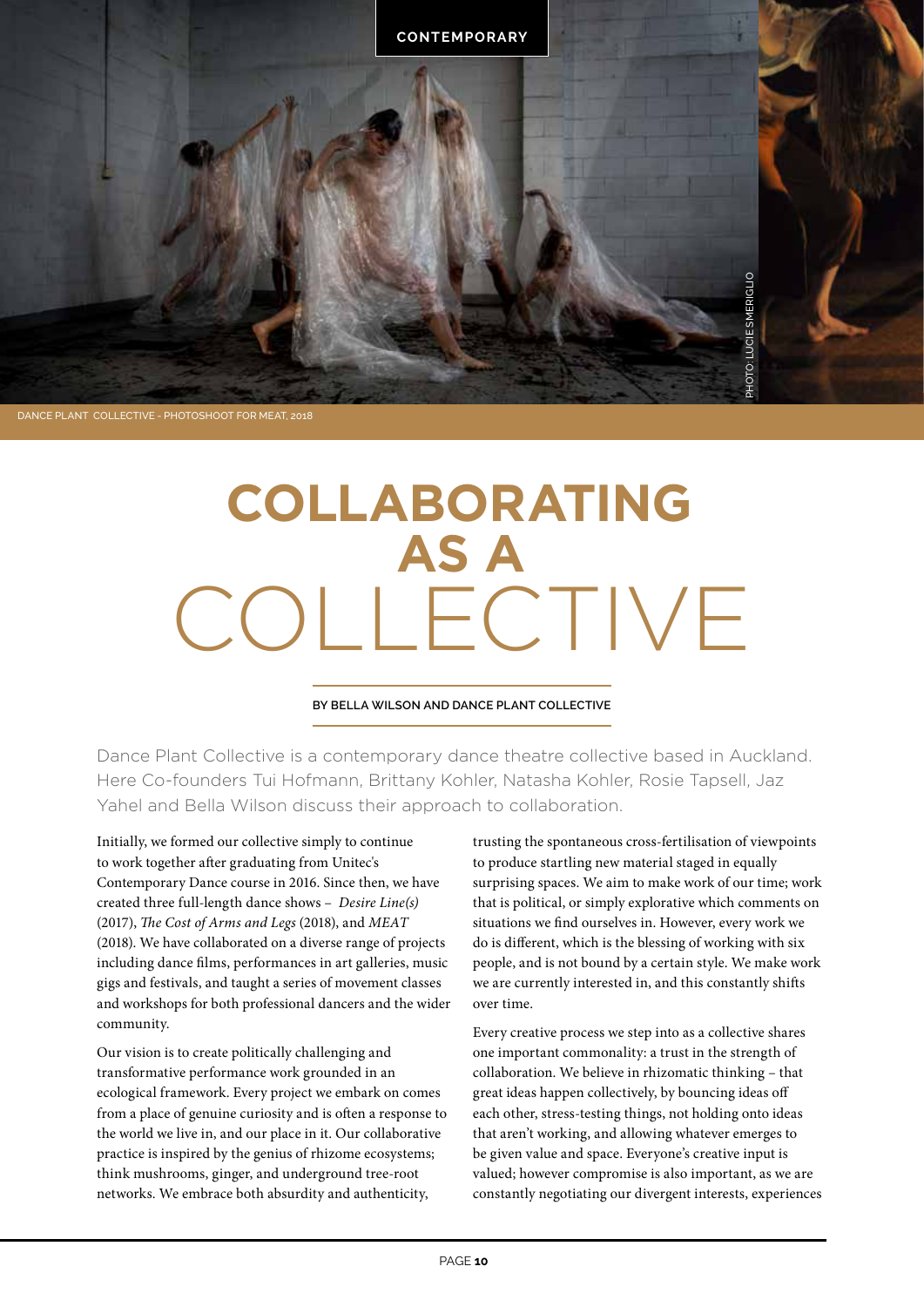CONTEMPORARY

DANCE PLANT COLLECTIVE - PHOTOSHOOT FOR MEAT, 2018

PHOTO: LUCIE SMERIGLIO

# COLLABORATING AS A COLLECTIVE

BY BELLA WILSON AND DANCE PLANT COLLECTIVE

Dance Plant Collective is a contemporary dance theatre collective based in Auckland. Here Co-founders Tui Hofmann, Brittany Kohler, Natasha Kohler, Rosie Tapsell, Jaz Yahel and Bella Wilson discuss their approach to collaboration.

Initially, we formed our collective simply to continue to work together after graduating from Unitec's Contemporary Dance course in 2016. Since then, we have created three full-length dance shows – *Desire Line(s)* (2017), *The Cost of Arms and Legs* (2018), and *MEAT* (2018). We have collaborated on a diverse range of projects including dance films, performances in art galleries, music gigs and festivals, and taught a series of movement classes and workshops for both professional dancers and the wider community.

Our vision is to create politically challenging and transformative performance work grounded in an ecological framework. Every project we embark on comes from a place of genuine curiosity and is often a response to the world we live in, and our place in it. Our collaborative practice is inspired by the genius of rhizome ecosystems; think mushrooms, ginger, and underground tree-root networks. We embrace both absurdity and authenticity, trusting the spontaneous cross-fertilisation of viewpoints to produce startling new material staged in equally surprising spaces. We aim to make work of our time; work that is political, or simply explorative which comments on situations we find ourselves in. However, every work we do is different, which is the blessing of working with six people, and is not bound by a certain style. We make work we are currently interested in, and this constantly shifts over time.

Every creative process we step into as a collective shares one important commonality: a trust in the strength of collaboration. We believe in rhizomatic thinking – that great ideas happen collectively, by bouncing ideas off each other, stress-testing things, not holding onto ideas that aren't working, and allowing whatever emerges to be given value and space. Everyone's creative input is valued; however compromise is also important, as we are constantly negotiating our divergent interests, experiences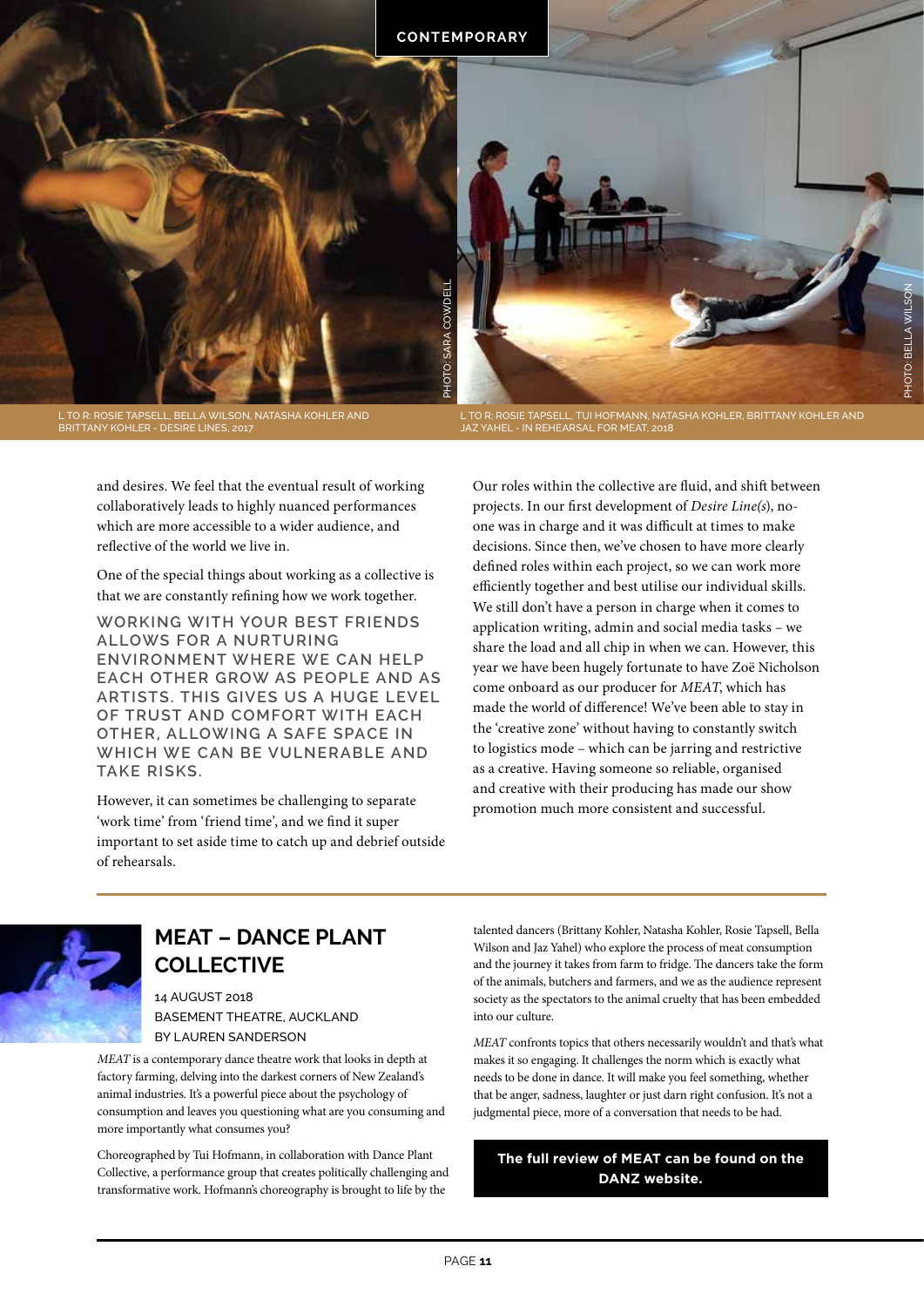L TO R: ROSIE TAPSELL, BELLA WILSON, NATASHA KOHLER AND BRITTANY KOHLER - DESIRE LINES, 2017

PHOTO: SARA COWDELL

L TO R: ROSIE TAPSELL, TUI HOFMANN, NATASHA KOHLER, BRITTANY KOHLER AND JAZ YAHEL - IN REHEARSAL FOR MEAT, 2018

PHOTO: BELLA WILSON

and desires. We feel that the eventual result of working collaboratively leads to highly nuanced performances which are more accessible to a wider audience, and reflective of the world we live in.

One of the special things about working as a collective is that we are constantly refining how we work together.

WORKING WITH YOUR BEST FRIENDS ALLOWS FOR A NURTURING ENVIRONMENT WHERE WE CAN HELP EACH OTHER GROW AS PEOPLE AND AS ARTISTS. THIS GIVES US A HUGE LEVEL OF TRUST AND COMFORT WITH EACH OTHER, ALLOWING A SAFE SPACE IN WHICH WE CAN BE VULNERABLE AND TAKE RISKS.

However, it can sometimes be challenging to separate 'work time' from 'friend time', and we find it super important to set aside time to catch up and debrief outside of rehearsals.

Our roles within the collective are fluid, and shift between projects. In our first development of *Desire Line(s)*, no-one was in charge and it was difficult at times to make decisions. Since then, we've chosen to have more clearly defined roles within each project, so we can work more efficiently together and best utilise our individual skills. We still don't have a person in charge when it comes to application writing, admin and social media tasks – we share the load and all chip in when we can. However, this year we have been hugely fortunate to have Zoë Nicholson come onboard as our producer for *MEAT*, which has made the world of difference! We've been able to stay in the 'creative zone' without having to constantly switch to logistics mode – which can be jarring and restrictive as a creative. Having someone so reliable, organised and creative with their producing has made our show promotion much more consistent and successful.

---

## MEAT – DANCE PLANT COLLECTIVE

14 AUGUST 2018
BASEMENT THEATRE, AUCKLAND
BY LAUREN SANDERSON

*MEAT* is a contemporary dance theatre work that looks in depth at factory farming, delving into the darkest corners of New Zealand's animal industries. It's a powerful piece about the psychology of consumption and leaves you questioning what are you consuming and more importantly what consumes you?

Choreographed by Tui Hofmann, in collaboration with Dance Plant Collective, a performance group that creates politically challenging and transformative work. Hofmann's choreography is brought to life by the talented dancers (Brittany Kohler, Natasha Kohler, Rosie Tapsell, Bella Wilson and Jaz Yahel) who explore the process of meat consumption and the journey it takes from farm to fridge. The dancers take the form of the animals, butchers and farmers, and we as the audience represent society as the spectators to the animal cruelty that has been embedded into our culture.

*MEAT* confronts topics that others necessarily wouldn't and that's what makes it so engaging. It challenges the norm which is exactly what needs to be done in dance. It will make you feel something, whether that be anger, sadness, laughter or just darn right confusion. It's not a judgmental piece, more of a conversation that needs to be had.

**The full review of MEAT can be found on the DANZ website.**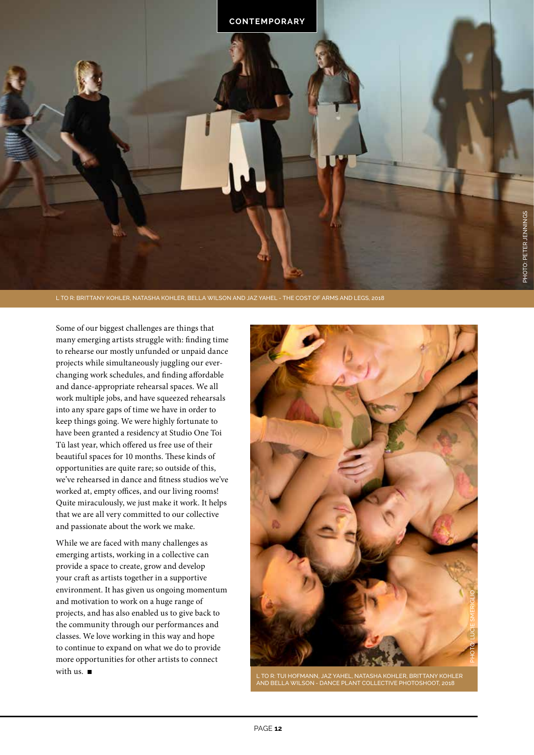L TO R: BRITTANY KOHLER, NATASHA KOHLER, BELLA WILSON AND JAZ YAHEL - THE COST OF ARMS AND LEGS, 2018

PHOTO: PETER JENNINGS

Some of our biggest challenges are things that many emerging artists struggle with: finding time to rehearse our mostly unfunded or unpaid dance projects while simultaneously juggling our ever-changing work schedules, and finding affordable and dance-appropriate rehearsal spaces. We all work multiple jobs, and have squeezed rehearsals into any spare gaps of time we have in order to keep things going. We were highly fortunate to have been granted a residency at Studio One Toi Tū last year, which offered us free use of their beautiful spaces for 10 months. These kinds of opportunities are quite rare; so outside of this, we've rehearsed in dance and fitness studios we've worked at, empty offices, and our living rooms! Quite miraculously, we just make it work. It helps that we are all very committed to our collective and passionate about the work we make.

While we are faced with many challenges as emerging artists, working in a collective can provide a space to create, grow and develop your craft as artists together in a supportive environment. It has given us ongoing momentum and motivation to work on a huge range of projects, and has also enabled us to give back to the community through our performances and classes. We love working in this way and hope to continue to expand on what we do to provide more opportunities for other artists to connect with us. ■

PHOTO: LUCIE SMERIGLIO

L TO R: TUI HOFMANN, JAZ YAHEL, NATASHA KOHLER, BRITTANY KOHLER AND BELLA WILSON - DANCE PLANT COLLECTIVE PHOTOSHOOT, 2018